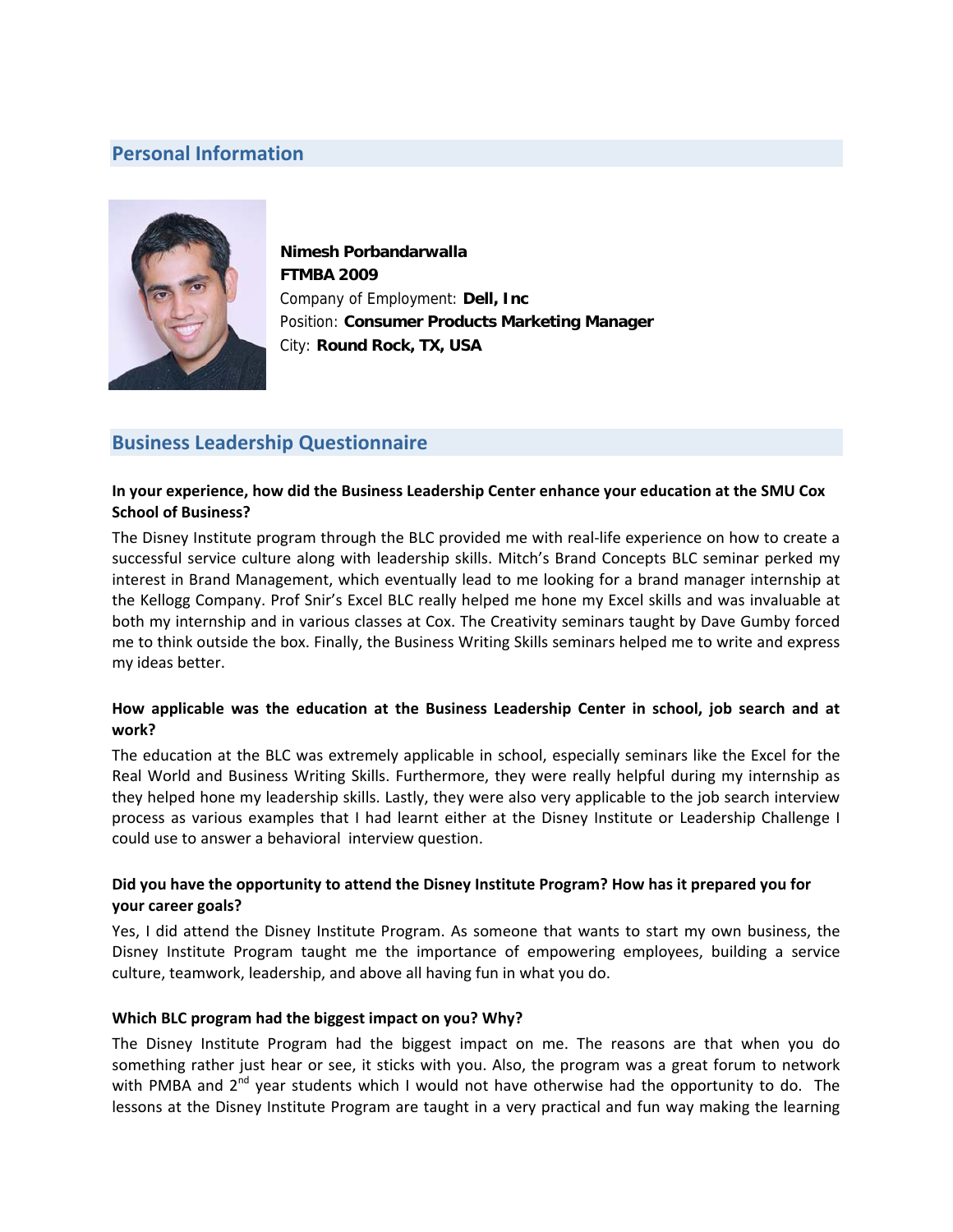## Personal Information

**Nimesh Porbandarwalla**
**FTMBA 2009**
Company of Employment: **Dell, Inc**
Position: **Consumer Products Marketing Manager**
City: **Round Rock, TX, USA**

## Business Leadership Questionnaire

**In your experience, how did the Business Leadership Center enhance your education at the SMU Cox School of Business?**

The Disney Institute program through the BLC provided me with real-life experience on how to create a successful service culture along with leadership skills. Mitch's Brand Concepts BLC seminar perked my interest in Brand Management, which eventually lead to me looking for a brand manager internship at the Kellogg Company. Prof Snir's Excel BLC really helped me hone my Excel skills and was invaluable at both my internship and in various classes at Cox. The Creativity seminars taught by Dave Gumby forced me to think outside the box. Finally, the Business Writing Skills seminars helped me to write and express my ideas better.

**How applicable was the education at the Business Leadership Center in school, job search and at work?**

The education at the BLC was extremely applicable in school, especially seminars like the Excel for the Real World and Business Writing Skills. Furthermore, they were really helpful during my internship as they helped hone my leadership skills. Lastly, they were also very applicable to the job search interview process as various examples that I had learnt either at the Disney Institute or Leadership Challenge I could use to answer a behavioral interview question.

**Did you have the opportunity to attend the Disney Institute Program? How has it prepared you for your career goals?**

Yes, I did attend the Disney Institute Program. As someone that wants to start my own business, the Disney Institute Program taught me the importance of empowering employees, building a service culture, teamwork, leadership, and above all having fun in what you do.

**Which BLC program had the biggest impact on you? Why?**

The Disney Institute Program had the biggest impact on me. The reasons are that when you do something rather just hear or see, it sticks with you. Also, the program was a great forum to network with PMBA and 2nd year students which I would not have otherwise had the opportunity to do. The lessons at the Disney Institute Program are taught in a very practical and fun way making the learning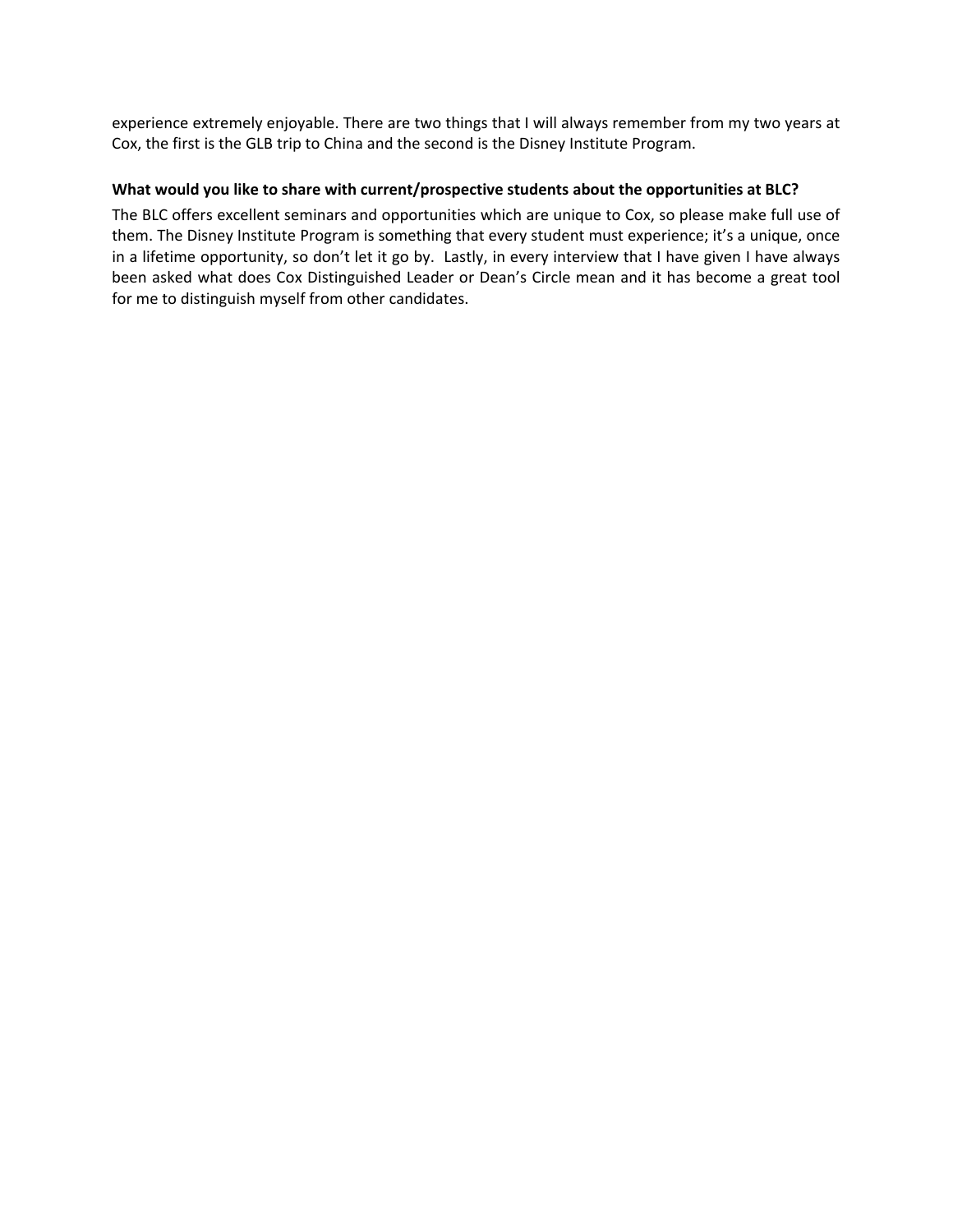experience extremely enjoyable. There are two things that I will always remember from my two years at Cox, the first is the GLB trip to China and the second is the Disney Institute Program.

**What would you like to share with current/prospective students about the opportunities at BLC?**

The BLC offers excellent seminars and opportunities which are unique to Cox, so please make full use of them. The Disney Institute Program is something that every student must experience; it's a unique, once in a lifetime opportunity, so don't let it go by. Lastly, in every interview that I have given I have always been asked what does Cox Distinguished Leader or Dean's Circle mean and it has become a great tool for me to distinguish myself from other candidates.